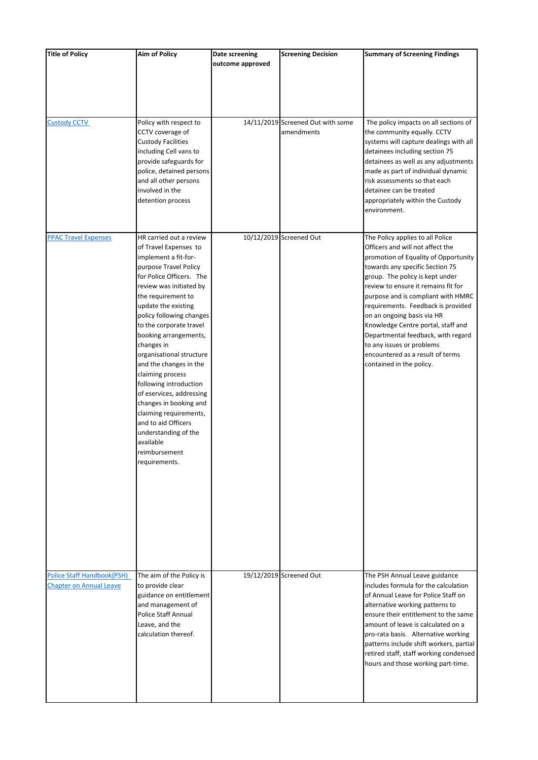| Title of Policy | Aim of Policy | Date screening outcome approved | Screening Decision | Summary of Screening Findings |
|---|---|---|---|---|
| Custody CCTV | Policy with respect to CCTV coverage of Custody Facilities including Cell vans to provide safeguards for police, detained persons and all other persons involved in the detention process | 14/11/2019 | Screened Out with some amendments | The policy impacts on all sections of the community equally. CCTV systems will capture dealings with all detainees including section 75 detainees as well as any adjustments made as part of individual dynamic risk assessments so that each detainee can be treated appropriately within the Custody environment. |
| PPAC Travel Expenses | HR carried out a review of Travel Expenses to implement a fit-for-purpose Travel Policy for Police Officers. The review was initiated by the requirement to update the existing policy following changes to the corporate travel booking arrangements, changes in organisational structure and the changes in the claiming process following introduction of eservices, addressing changes in booking and claiming requirements, and to aid Officers understanding of the available reimbursement requirements. | 10/12/2019 | Screened Out | The Policy applies to all Police Officers and will not affect the promotion of Equality of Opportunity towards any specific Section 75 group. The policy is kept under review to ensure it remains fit for purpose and is compliant with HMRC requirements. Feedback is provided on an ongoing basis via HR Knowledge Centre portal, staff and Departmental feedback, with regard to any issues or problems encountered as a result of terms contained in the policy. |
| Police Staff Handbook(PSH) Chapter on Annual Leave | The aim of the Policy is to provide clear guidance on entitlement and management of Police Staff Annual Leave, and the calculation thereof. | 19/12/2019 | Screened Out | The PSH Annual Leave guidance includes formula for the calculation of Annual Leave for Police Staff on alternative working patterns to ensure their entitlement to the same amount of leave is calculated on a pro-rata basis. Alternative working patterns include shift workers, partial retired staff, staff working condensed hours and those working part-time. |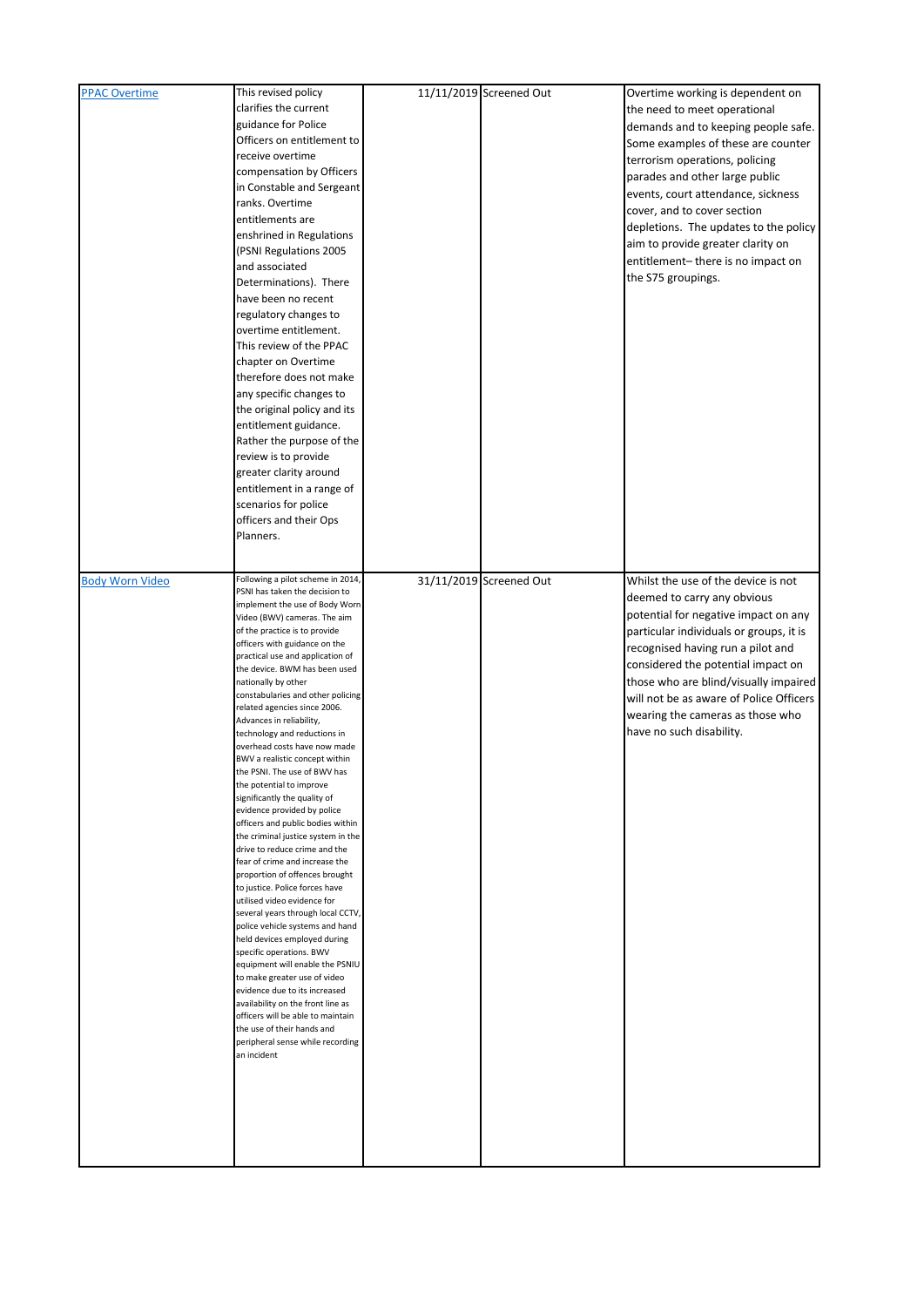| | | | | |
|---|---|---|---|---|
| [PPAC Overtime]() | This revised policy clarifies the current guidance for Police Officers on entitlement to receive overtime compensation by Officers in Constable and Sergeant ranks. Overtime entitlements are enshrined in Regulations (PSNI Regulations 2005 and associated Determinations). There have been no recent regulatory changes to overtime entitlement. This review of the PPAC chapter on Overtime therefore does not make any specific changes to the original policy and its entitlement guidance. Rather the purpose of the review is to provide greater clarity around entitlement in a range of scenarios for police officers and their Ops Planners. | 11/11/2019 | Screened Out | Overtime working is dependent on the need to meet operational demands and to keeping people safe. Some examples of these are counter terrorism operations, policing parades and other large public events, court attendance, sickness cover, and to cover section depletions. The updates to the policy aim to provide greater clarity on entitlement– there is no impact on the S75 groupings. |
| [Body Worn Video]() | Following a pilot scheme in 2014, PSNI has taken the decision to implement the use of Body Worn Video (BWV) cameras. The aim of the practice is to provide officers with guidance on the practical use and application of the device. BWM has been used nationally by other constabularies and other policing related agencies since 2006. Advances in reliability, technology and reductions in overhead costs have now made BWV a realistic concept within the PSNI. The use of BWV has the potential to improve significantly the quality of evidence provided by police officers and public bodies within the criminal justice system in the drive to reduce crime and the fear of crime and increase the proportion of offences brought to justice. Police forces have utilised video evidence for several years through local CCTV, police vehicle systems and hand held devices employed during specific operations. BWV equipment will enable the PSNIU to make greater use of video evidence due to its increased availability on the front line as officers will be able to maintain the use of their hands and peripheral sense while recording an incident | 31/11/2019 | Screened Out | Whilst the use of the device is not deemed to carry any obvious potential for negative impact on any particular individuals or groups, it is recognised having run a pilot and considered the potential impact on those who are blind/visually impaired will not be as aware of Police Officers wearing the cameras as those who have no such disability. |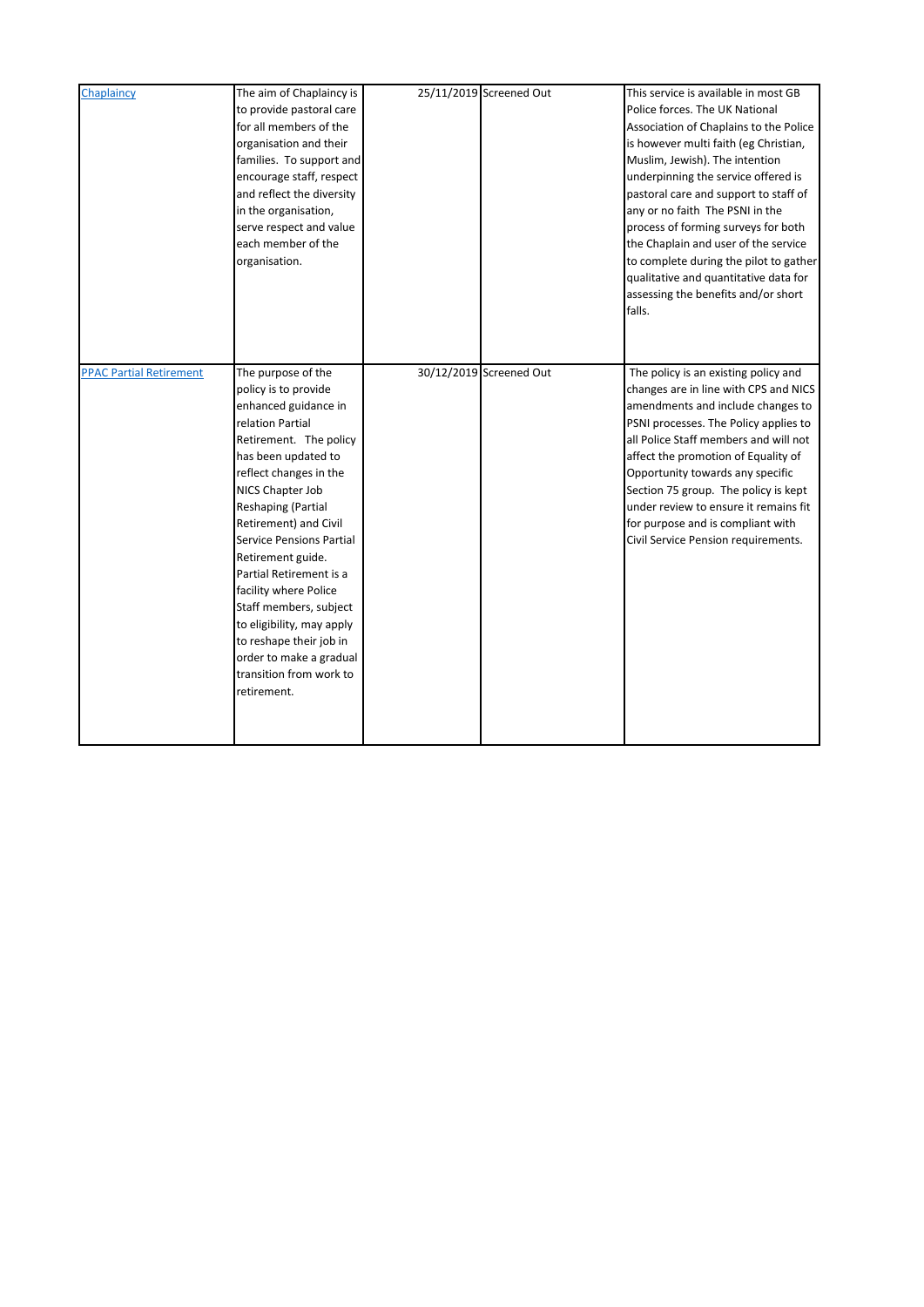| | | | | |
|---|---|---|---|---|
| Chaplaincy | The aim of Chaplaincy is to provide pastoral care for all members of the organisation and their families. To support and encourage staff, respect and reflect the diversity in the organisation, serve respect and value each member of the organisation. | 25/11/2019 | Screened Out | This service is available in most GB Police forces. The UK National Association of Chaplains to the Police is however multi faith (eg Christian, Muslim, Jewish). The intention underpinning the service offered is pastoral care and support to staff of any or no faith The PSNI in the process of forming surveys for both the Chaplain and user of the service to complete during the pilot to gather qualitative and quantitative data for assessing the benefits and/or short falls. |
| PPAC Partial Retirement | The purpose of the policy is to provide enhanced guidance in relation Partial Retirement. The policy has been updated to reflect changes in the NICS Chapter Job Reshaping (Partial Retirement) and Civil Service Pensions Partial Retirement guide. Partial Retirement is a facility where Police Staff members, subject to eligibility, may apply to reshape their job in order to make a gradual transition from work to retirement. | 30/12/2019 | Screened Out | The policy is an existing policy and changes are in line with CPS and NICS amendments and include changes to PSNI processes. The Policy applies to all Police Staff members and will not affect the promotion of Equality of Opportunity towards any specific Section 75 group. The policy is kept under review to ensure it remains fit for purpose and is compliant with Civil Service Pension requirements. |